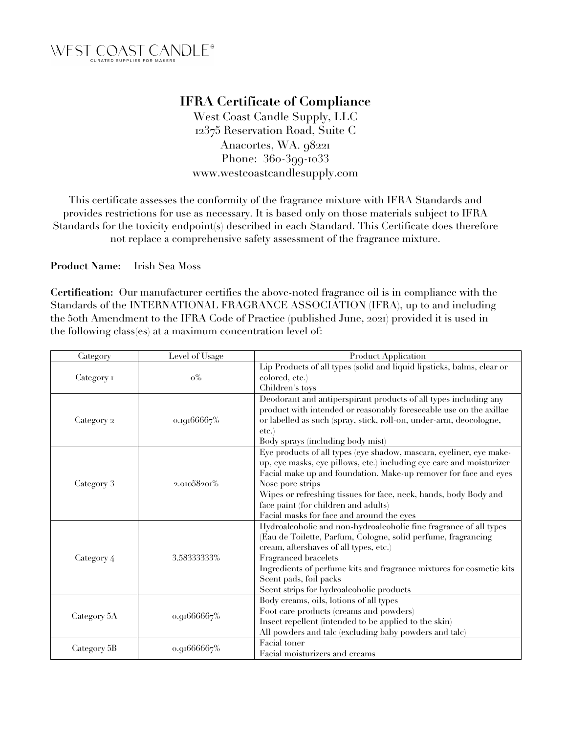WEST COAST CANDLE®
CURATED SUPPLIES FOR MAKERS

# IFRA Certificate of Compliance

West Coast Candle Supply, LLC
12375 Reservation Road, Suite C
Anacortes, WA. 98221
Phone: 360-399-1033
www.westcoastcandlesupply.com

This certificate assesses the conformity of the fragrance mixture with IFRA Standards and provides restrictions for use as necessary. It is based only on those materials subject to IFRA Standards for the toxicity endpoint(s) described in each Standard. This Certificate does therefore not replace a comprehensive safety assessment of the fragrance mixture.

**Product Name:** Irish Sea Moss

**Certification:** Our manufacturer certifies the above-noted fragrance oil is in compliance with the Standards of the INTERNATIONAL FRAGRANCE ASSOCIATION (IFRA), up to and including the 50th Amendment to the IFRA Code of Practice (published June, 2021) provided it is used in the following class(es) at a maximum concentration level of:

| Category | Level of Usage | Product Application |
| --- | --- | --- |
| Category 1 | 0% | Lip Products of all types (solid and liquid lipsticks, balms, clear or colored, etc.)<br>Children's toys |
| Category 2 | 0.19166667% | Deodorant and antiperspirant products of all types including any product with intended or reasonably foreseeable use on the axillae or labelled as such (spray, stick, roll-on, under-arm, deocologne, etc.)<br>Body sprays (including body mist) |
| Category 3 | 2.01058201% | Eye products of all types (eye shadow, mascara, eyeliner, eye make-up, eye masks, eye pillows, etc.) including eye care and moisturizer<br>Facial make up and foundation. Make-up remover for face and eyes<br>Nose pore strips<br>Wipes or refreshing tissues for face, neck, hands, body Body and face paint (for children and adults)<br>Facial masks for face and around the eyes |
| Category 4 | 3.58333333% | Hydroalcoholic and non-hydroalcoholic fine fragrance of all types (Eau de Toilette, Parfum, Cologne, solid perfume, fragrancing cream, aftershaves of all types, etc.)<br>Fragranced bracelets<br>Ingredients of perfume kits and fragrance mixtures for cosmetic kits<br>Scent pads, foil packs<br>Scent strips for hydroalcoholic products |
| Category 5A | 0.91666667% | Body creams, oils, lotions of all types<br>Foot care products (creams and powders)<br>Insect repellent (intended to be applied to the skin)<br>All powders and talc (excluding baby powders and talc) |
| Category 5B | 0.91666667% | Facial toner<br>Facial moisturizers and creams |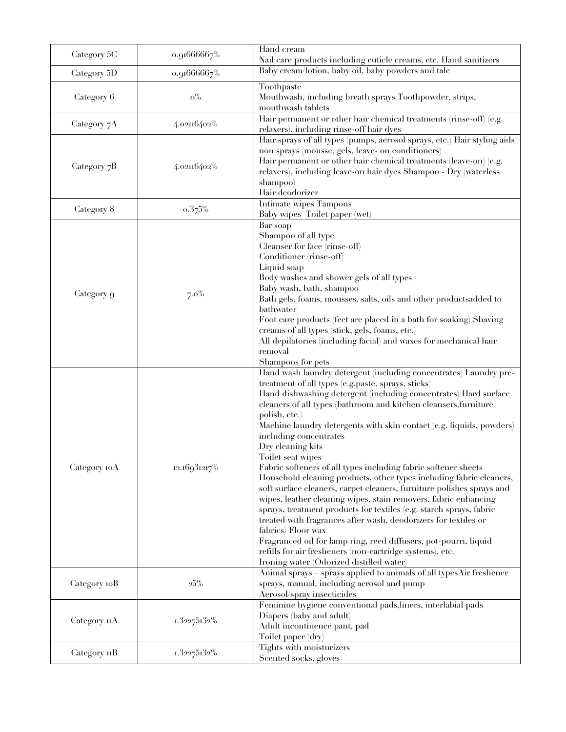| Category 5C | 0.91666667% | Hand cream<br>Nail care products including cuticle creams, etc. Hand sanitizers |
|---|---|---|
| Category 5D | 0.91666667% | Baby cream/lotion, baby oil, baby powders and talc |
| Category 6 | 0% | Toothpaste<br>Mouthwash, including breath sprays Toothpowder, strips, mouthwash tablets |
| Category 7A | 4.02116402% | Hair permanent or other hair chemical treatments (rinse-off) (e.g. relaxers), including rinse-off hair dyes |
| Category 7B | 4.02116402% | Hair sprays of all types (pumps, aerosol sprays, etc.) Hair styling aids non sprays (mousse, gels, leave- on conditioners)<br>Hair permanent or other hair chemical treatments (leave-on) (e.g. relaxers), including leave-on hair dyes Shampoo - Dry (waterless shampoo)<br>Hair deodorizer |
| Category 8 | 0.375% | Intimate wipes Tampons<br>Baby wipes Toilet paper (wet) |
| Category 9 | 7.0% | Bar soap<br>Shampoo of all type<br>Cleanser for face (rinse-off)<br>Conditioner (rinse-off)<br>Liquid soap<br>Body washes and shower gels of all types<br>Baby wash, bath, shampoo<br>Bath gels, foams, mousses, salts, oils and other productsadded to bathwater<br>Foot care products (feet are placed in a bath for soaking) Shaving creams of all types (stick, gels, foams, etc.)<br>All depilatories (including facial) and waxes for mechanical hair removal<br>Shampoos for pets |
| Category 10A | 12.16931217% | Hand wash laundry detergent (including concentrates) Laundry pre-treatment of all types (e.g.paste, sprays, sticks)<br>Hand dishwashing detergent (including concentrates) Hard surface cleaners of all types (bathroom and kitchen cleansers,furniture polish, etc.)<br>Machine laundry detergents with skin contact (e.g. liquids, powders) including concentrates<br>Dry cleaning kits<br>Toilet seat wipes<br>Fabric softeners of all types including fabric softener sheets<br>Household cleaning products, other types including fabric cleaners, soft surface cleaners, carpet cleaners, furniture polishes sprays and wipes, leather cleaning wipes, stain removers, fabric enhancing sprays, treatment products for textiles (e.g. starch sprays, fabric treated with fragrances after wash, deodorizers for textiles or fabrics) Floor wax<br>Fragranced oil for lamp ring, reed diffusers, pot-pourri, liquid refills for air fresheners (non-cartridge systems), etc.<br>Ironing water (Odorized distilled water) |
| Category 10B | 25% | Animal sprays – sprays applied to animals of all typesAir freshener sprays, manual, including aerosol and pump<br>Aerosol/spray insecticides |
| Category 11A | 1.32275132% | Feminine hygiene conventional pads,liners, interlabial pads<br>Diapers (baby and adult)<br>Adult incontinence pant, pad<br>Toilet paper (dry) |
| Category 11B | 1.32275132% | Tights with moisturizers<br>Scented socks, gloves |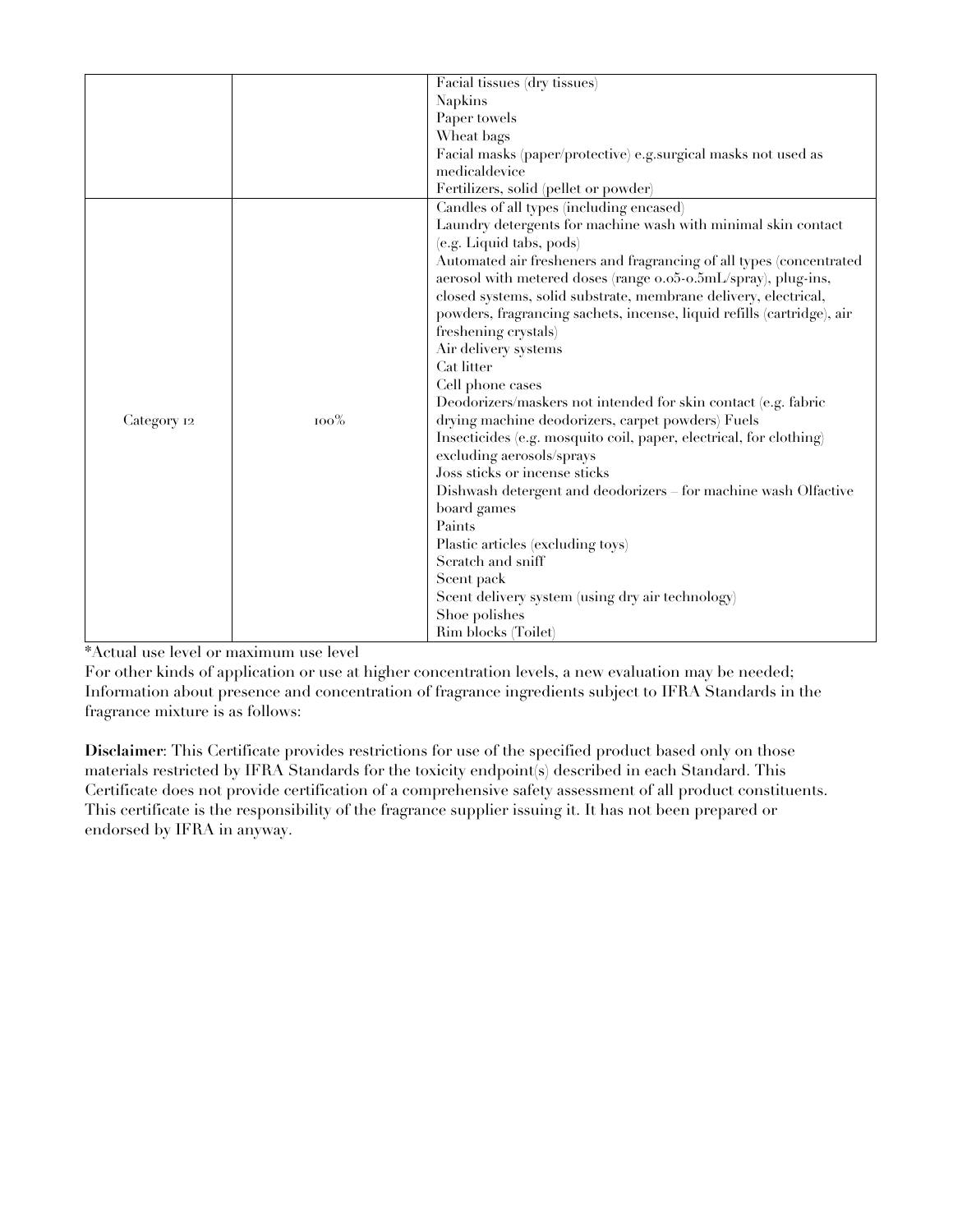| | | |
|---|---|---|
| | | Facial tissues (dry tissues)<br>Napkins<br>Paper towels<br>Wheat bags<br>Facial masks (paper/protective) e.g.surgical masks not used as medicaldevice<br>Fertilizers, solid (pellet or powder) |
| Category 12 | 100% | Candles of all types (including encased)<br>Laundry detergents for machine wash with minimal skin contact (e.g. Liquid tabs, pods)<br>Automated air fresheners and fragrancing of all types (concentrated aerosol with metered doses (range 0.05-0.5mL/spray), plug-ins, closed systems, solid substrate, membrane delivery, electrical, powders, fragrancing sachets, incense, liquid refills (cartridge), air freshening crystals)<br>Air delivery systems<br>Cat litter<br>Cell phone cases<br>Deodorizers/maskers not intended for skin contact (e.g. fabric drying machine deodorizers, carpet powders) Fuels<br>Insecticides (e.g. mosquito coil, paper, electrical, for clothing) excluding aerosols/sprays<br>Joss sticks or incense sticks<br>Dishwash detergent and deodorizers – for machine wash Olfactive board games<br>Paints<br>Plastic articles (excluding toys)<br>Scratch and sniff<br>Scent pack<br>Scent delivery system (using dry air technology)<br>Shoe polishes<br>Rim blocks (Toilet) |

*Actual use level or maximum use level

For other kinds of application or use at higher concentration levels, a new evaluation may be needed; Information about presence and concentration of fragrance ingredients subject to IFRA Standards in the fragrance mixture is as follows:

**Disclaimer**: This Certificate provides restrictions for use of the specified product based only on those materials restricted by IFRA Standards for the toxicity endpoint(s) described in each Standard. This Certificate does not provide certification of a comprehensive safety assessment of all product constituents. This certificate is the responsibility of the fragrance supplier issuing it. It has not been prepared or endorsed by IFRA in anyway.